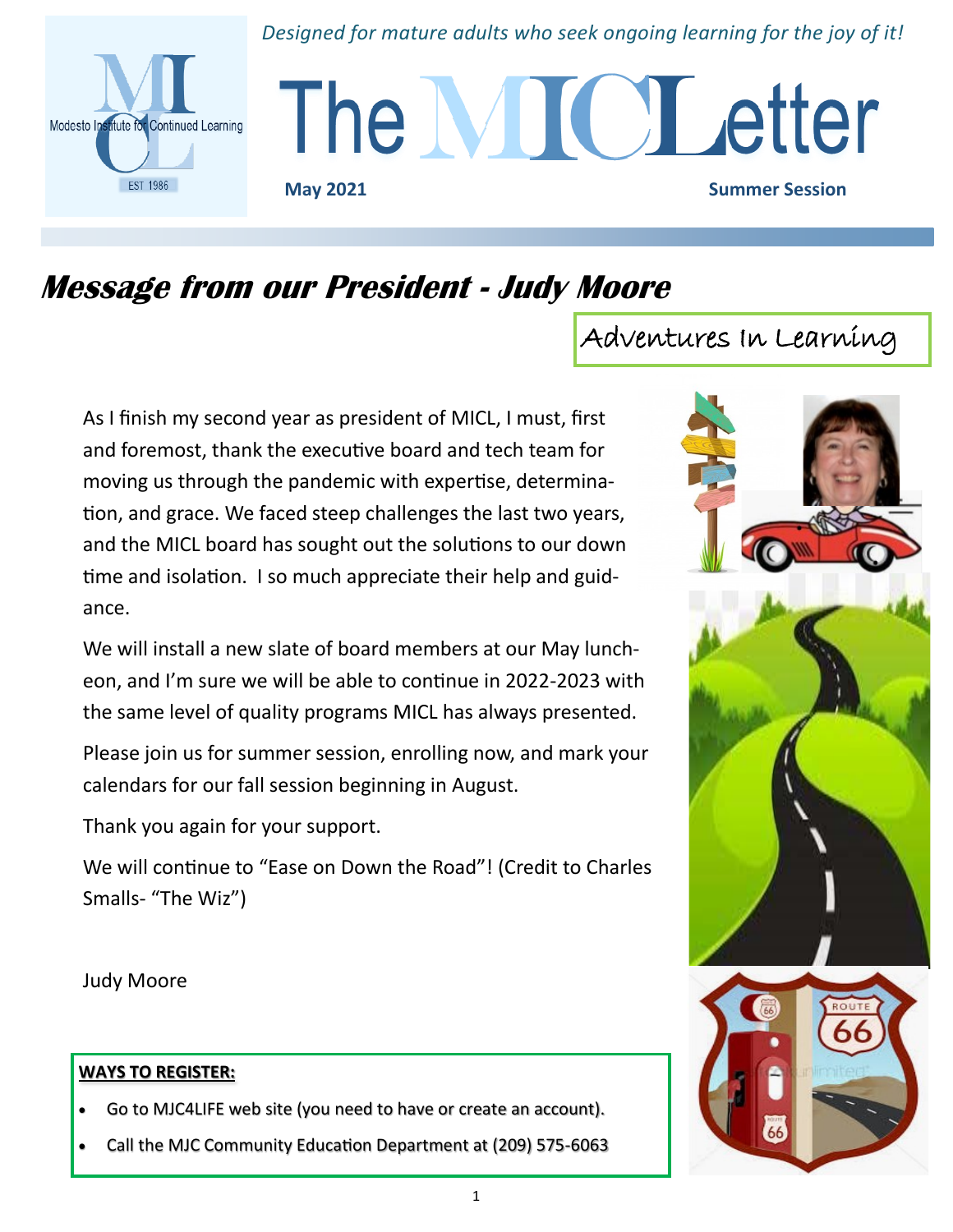*Designed for mature adults who seek ongoing learning for the joy of it!*

# The MICL Letter

**May 2021** **Summer Session**

## *Message from our President - Judy Moore*

Adventures In Learning

As I finish my second year as president of MICL, I must, first and foremost, thank the executive board and tech team for moving us through the pandemic with expertise, determination, and grace. We faced steep challenges the last two years, and the MICL board has sought out the solutions to our down time and isolation. I so much appreciate their help and guidance.

We will install a new slate of board members at our May luncheon, and I'm sure we will be able to continue in 2022-2023 with the same level of quality programs MICL has always presented.

Please join us for summer session, enrolling now, and mark your calendars for our fall session beginning in August.

Thank you again for your support.

We will continue to "Ease on Down the Road"! (Credit to Charles Smalls- "The Wiz")

Judy Moore

**WAYS TO REGISTER:**

- Go to MJC4LIFE web site (you need to have or create an account).
- Call the MJC Community Education Department at (209) 575-6063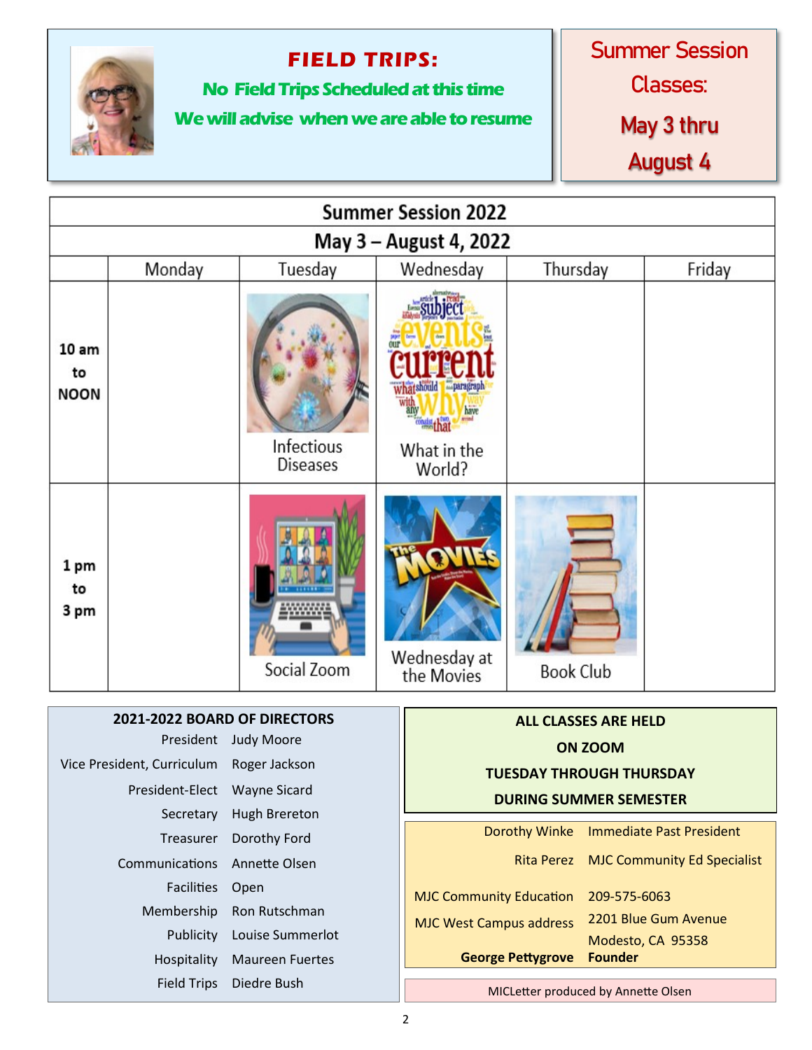## FIELD TRIPS:

**No Field Trips Scheduled at this time**

**We will advise when we are able to resume**

## Summer Session Classes:

**May 3 thru August 4**

| Summer Session 2022 | | | | | |
|---|---|---|---|---|---|
| May 3 – August 4, 2022 | | | | | |
| | Monday | Tuesday | Wednesday | Thursday | Friday |
| **10 am to NOON** | | Infectious Diseases | What in the World? | | |
| **1 pm to 3 pm** | | Social Zoom | Wednesday at the Movies | Book Club | |

### 2021-2022 BOARD OF DIRECTORS

| | |
|---|---|
| President | Judy Moore |
| Vice President, Curriculum | Roger Jackson |
| President-Elect | Wayne Sicard |
| Secretary | Hugh Brereton |
| Treasurer | Dorothy Ford |
| Communications | Annette Olsen |
| Facilities | Open |
| Membership | Ron Rutschman |
| Publicity | Louise Summerlot |
| Hospitality | Maureen Fuertes |
| Field Trips | Diedre Bush |

**ALL CLASSES ARE HELD ON ZOOM TUESDAY THROUGH THURSDAY DURING SUMMER SEMESTER**

| | |
|---|---|
| Dorothy Winke | Immediate Past President |
| Rita Perez | MJC Community Ed Specialist |
| MJC Community Education | 209-575-6063 |
| MJC West Campus address | 2201 Blue Gum Avenue<br>Modesto, CA 95358 |
| **George Pettygrove** | **Founder** |

MICLetter produced by Annette Olsen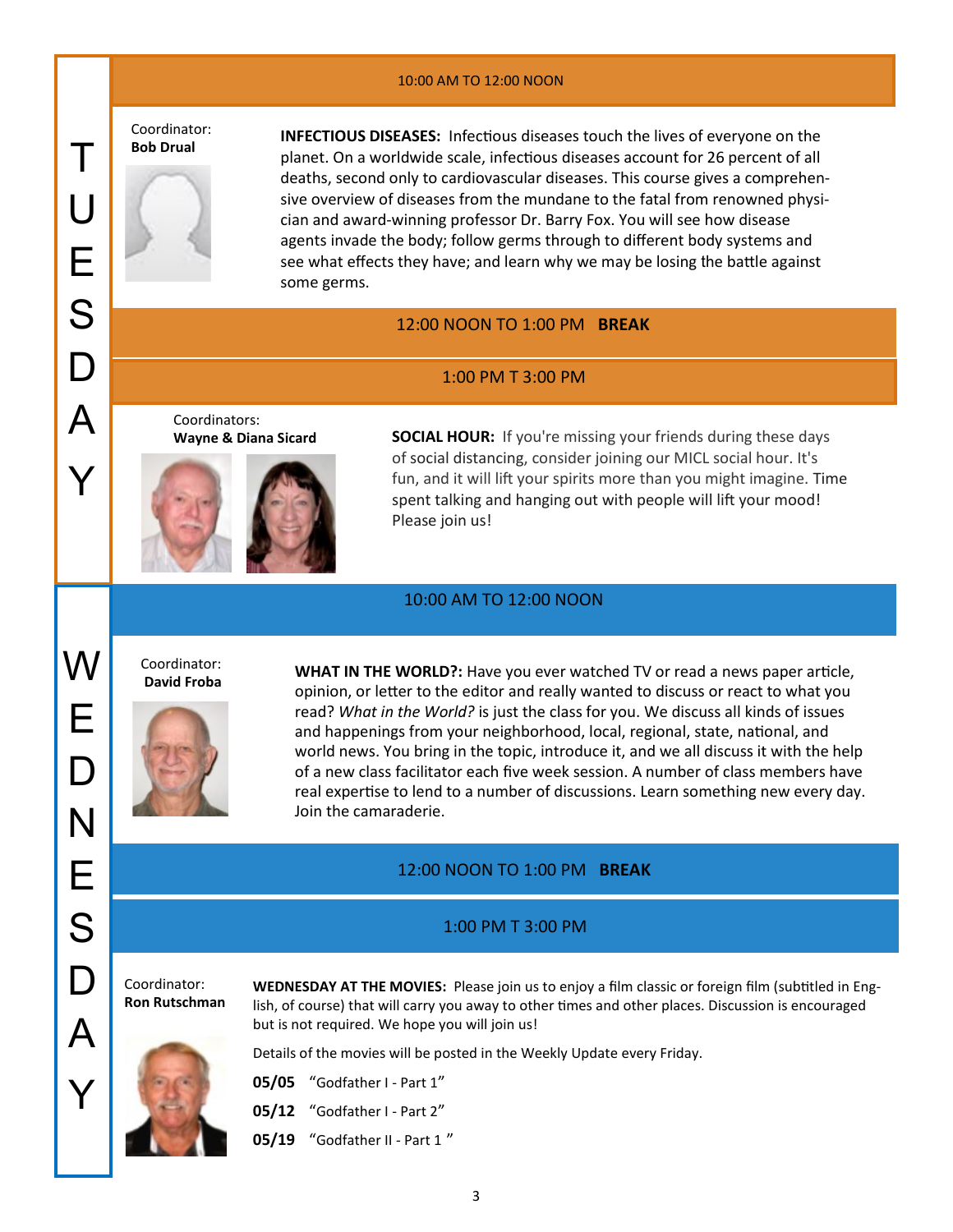# TUESDAY

### 10:00 AM TO 12:00 NOON

Coordinator:
**Bob Drual**

**INFECTIOUS DISEASES:** Infectious diseases touch the lives of everyone on the planet. On a worldwide scale, infectious diseases account for 26 percent of all deaths, second only to cardiovascular diseases. This course gives a comprehensive overview of diseases from the mundane to the fatal from renowned physician and award-winning professor Dr. Barry Fox. You will see how disease agents invade the body; follow germs through to different body systems and see what effects they have; and learn why we may be losing the battle against some germs.

### 12:00 NOON TO 1:00 PM **BREAK**

### 1:00 PM T 3:00 PM

Coordinators:
**Wayne & Diana Sicard**

**SOCIAL HOUR:** If you're missing your friends during these days of social distancing, consider joining our MICL social hour. It's fun, and it will lift your spirits more than you might imagine. Time spent talking and hanging out with people will lift your mood! Please join us!

# WEDNESDAY

### 10:00 AM TO 12:00 NOON

Coordinator:
**David Froba**

**WHAT IN THE WORLD?:** Have you ever watched TV or read a news paper article, opinion, or letter to the editor and really wanted to discuss or react to what you read? *What in the World?* is just the class for you. We discuss all kinds of issues and happenings from your neighborhood, local, regional, state, national, and world news. You bring in the topic, introduce it, and we all discuss it with the help of a new class facilitator each five week session. A number of class members have real expertise to lend to a number of discussions. Learn something new every day. Join the camaraderie.

### 12:00 NOON TO 1:00 PM **BREAK**

### 1:00 PM T 3:00 PM

Coordinator:
**Ron Rutschman**

**WEDNESDAY AT THE MOVIES:** Please join us to enjoy a film classic or foreign film (subtitled in English, of course) that will carry you away to other times and other places. Discussion is encouraged but is not required. We hope you will join us!

Details of the movies will be posted in the Weekly Update every Friday.

**05/05** "Godfather I - Part 1"

**05/12** "Godfather I - Part 2"

**05/19** "Godfather II - Part 1 "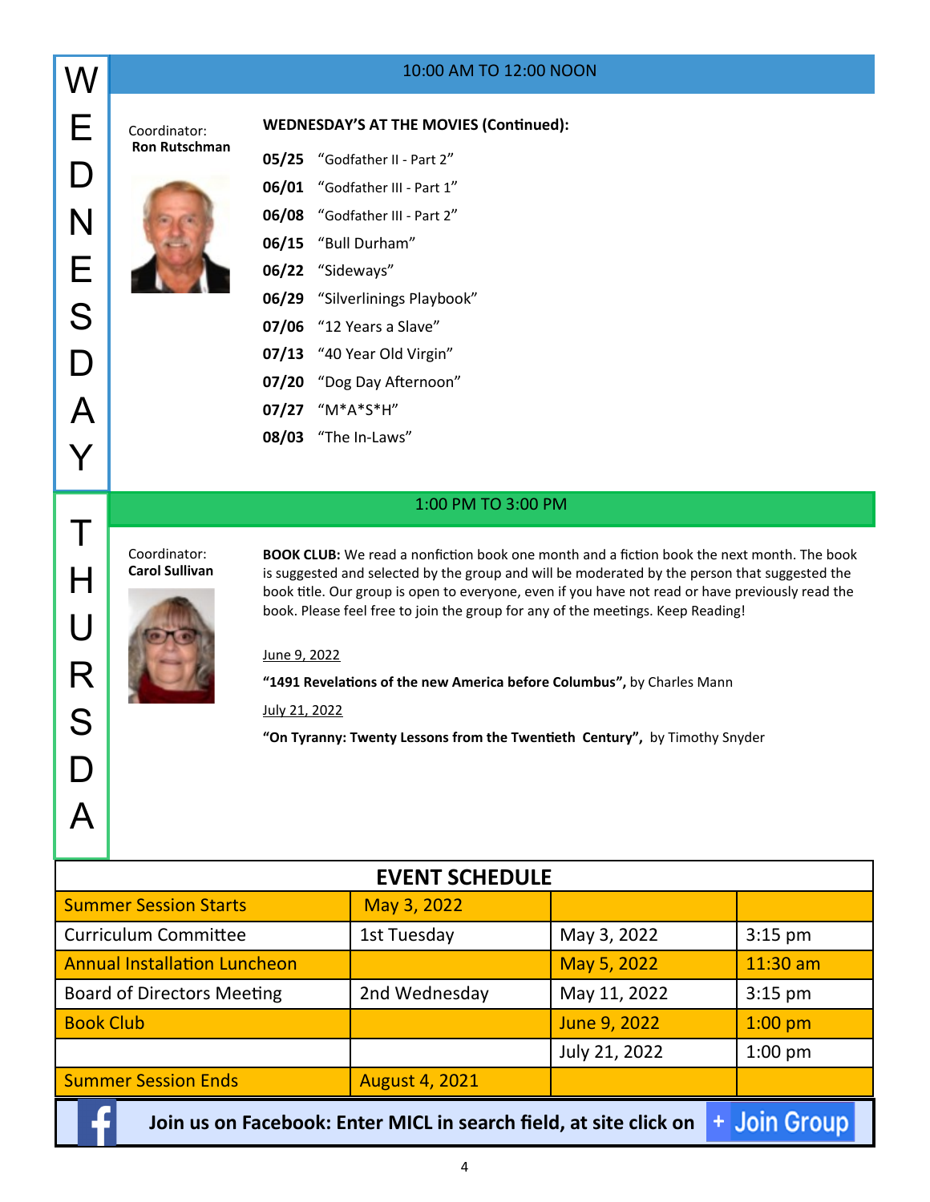WEDNESDAY

## 10:00 AM TO 12:00 NOON

Coordinator:
**Ron Rutschman**

**WEDNESDAY'S AT THE MOVIES (Continued):**

**05/25** "Godfather II - Part 2"
**06/01** "Godfather III - Part 1"
**06/08** "Godfather III - Part 2"
**06/15** "Bull Durham"
**06/22** "Sideways"
**06/29** "Silverlinings Playbook"
**07/06** "12 Years a Slave"
**07/13** "40 Year Old Virgin"
**07/20** "Dog Day Afternoon"
**07/27** "M*A*S*H"
**08/03** "The In-Laws"

THURSDA

## 1:00 PM TO 3:00 PM

Coordinator:
**Carol Sullivan**

**BOOK CLUB:** We read a nonfiction book one month and a fiction book the next month. The book is suggested and selected by the group and will be moderated by the person that suggested the book title. Our group is open to everyone, even if you have not read or have previously read the book. Please feel free to join the group for any of the meetings. Keep Reading!

June 9, 2022

**"1491 Revelations of the new America before Columbus",** by Charles Mann

July 21, 2022

**"On Tyranny: Twenty Lessons from the Twentieth Century",** by Timothy Snyder

## EVENT SCHEDULE

| | | | |
|---|---|---|---|
| Summer Session Starts | May 3, 2022 | | |
| Curriculum Committee | 1st Tuesday | May 3, 2022 | 3:15 pm |
| Annual Installation Luncheon | | May 5, 2022 | 11:30 am |
| Board of Directors Meeting | 2nd Wednesday | May 11, 2022 | 3:15 pm |
| Book Club | | June 9, 2022 | 1:00 pm |
| | | July 21, 2022 | 1:00 pm |
| Summer Session Ends | August 4, 2021 | | |

**Join us on Facebook: Enter MICL in search field, at site click on + Join Group**